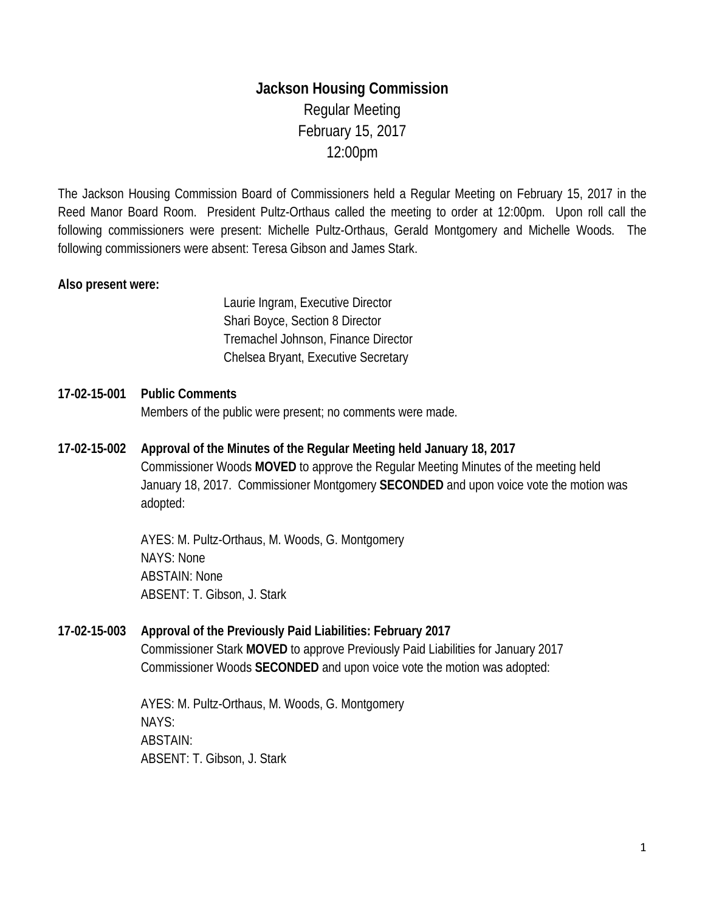# Jackson Housing Commission

Regular Meeting
February 15, 2017
12:00pm

The Jackson Housing Commission Board of Commissioners held a Regular Meeting on February 15, 2017 in the Reed Manor Board Room. President Pultz-Orthaus called the meeting to order at 12:00pm. Upon roll call the following commissioners were present: Michelle Pultz-Orthaus, Gerald Montgomery and Michelle Woods. The following commissioners were absent: Teresa Gibson and James Stark.

**Also present were:**

Laurie Ingram, Executive Director
Shari Boyce, Section 8 Director
Tremachel Johnson, Finance Director
Chelsea Bryant, Executive Secretary

**17-02-15-001 Public Comments**

Members of the public were present; no comments were made.

**17-02-15-002 Approval of the Minutes of the Regular Meeting held January 18, 2017**

Commissioner Woods **MOVED** to approve the Regular Meeting Minutes of the meeting held January 18, 2017. Commissioner Montgomery **SECONDED** and upon voice vote the motion was adopted:

AYES: M. Pultz-Orthaus, M. Woods, G. Montgomery
NAYS: None
ABSTAIN: None
ABSENT: T. Gibson, J. Stark

**17-02-15-003 Approval of the Previously Paid Liabilities: February 2017**

Commissioner Stark **MOVED** to approve Previously Paid Liabilities for January 2017
Commissioner Woods **SECONDED** and upon voice vote the motion was adopted:

AYES: M. Pultz-Orthaus, M. Woods, G. Montgomery
NAYS:
ABSTAIN:
ABSENT: T. Gibson, J. Stark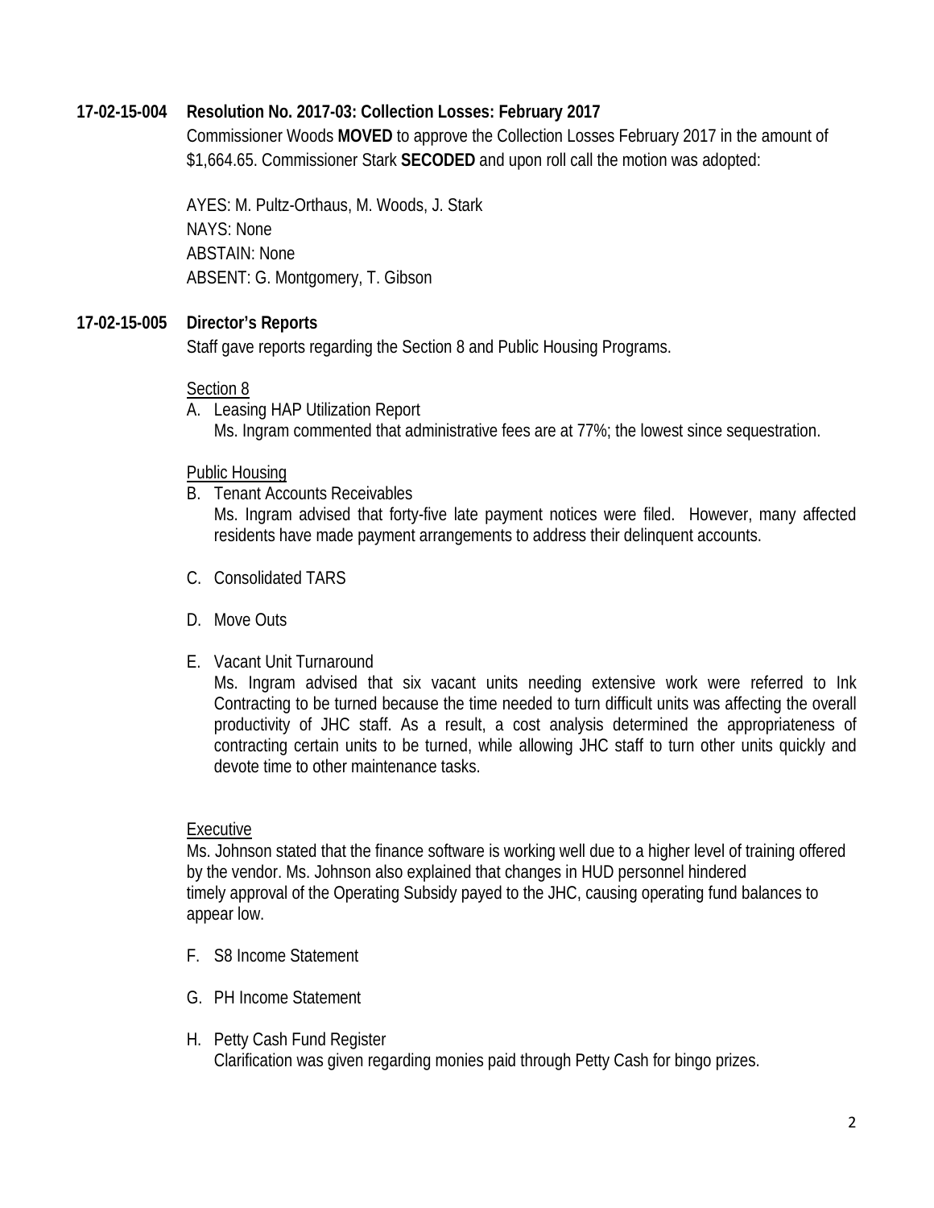**17-02-15-004 Resolution No. 2017-03: Collection Losses: February 2017**

Commissioner Woods **MOVED** to approve the Collection Losses February 2017 in the amount of $1,664.65. Commissioner Stark **SECODED** and upon roll call the motion was adopted:

AYES: M. Pultz-Orthaus, M. Woods, J. Stark
NAYS: None
ABSTAIN: None
ABSENT: G. Montgomery, T. Gibson

**17-02-15-005 Director's Reports**

Staff gave reports regarding the Section 8 and Public Housing Programs.

Section 8

A. Leasing HAP Utilization Report
Ms. Ingram commented that administrative fees are at 77%; the lowest since sequestration.

Public Housing

B. Tenant Accounts Receivables
Ms. Ingram advised that forty-five late payment notices were filed. However, many affected residents have made payment arrangements to address their delinquent accounts.

C. Consolidated TARS

D. Move Outs

E. Vacant Unit Turnaround
Ms. Ingram advised that six vacant units needing extensive work were referred to Ink Contracting to be turned because the time needed to turn difficult units was affecting the overall productivity of JHC staff. As a result, a cost analysis determined the appropriateness of contracting certain units to be turned, while allowing JHC staff to turn other units quickly and devote time to other maintenance tasks.

Executive

Ms. Johnson stated that the finance software is working well due to a higher level of training offered by the vendor. Ms. Johnson also explained that changes in HUD personnel hindered timely approval of the Operating Subsidy payed to the JHC, causing operating fund balances to appear low.

F. S8 Income Statement

G. PH Income Statement

H. Petty Cash Fund Register
Clarification was given regarding monies paid through Petty Cash for bingo prizes.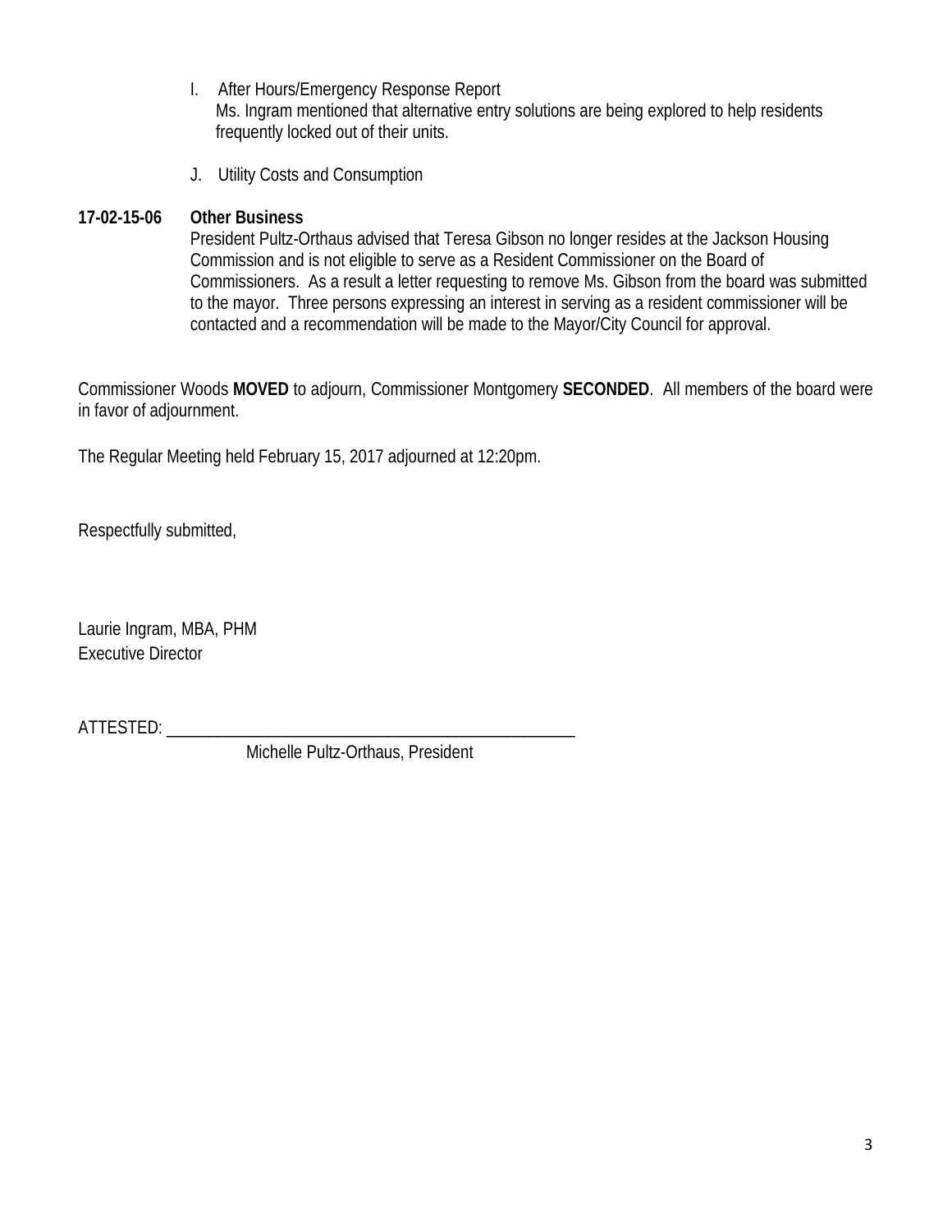I. After Hours/Emergency Response Report
   Ms. Ingram mentioned that alternative entry solutions are being explored to help residents frequently locked out of their units.

J. Utility Costs and Consumption

**17-02-15-06 Other Business**

President Pultz-Orthaus advised that Teresa Gibson no longer resides at the Jackson Housing Commission and is not eligible to serve as a Resident Commissioner on the Board of Commissioners. As a result a letter requesting to remove Ms. Gibson from the board was submitted to the mayor. Three persons expressing an interest in serving as a resident commissioner will be contacted and a recommendation will be made to the Mayor/City Council for approval.

Commissioner Woods **MOVED** to adjourn, Commissioner Montgomery **SECONDED**. All members of the board were in favor of adjournment.

The Regular Meeting held February 15, 2017 adjourned at 12:20pm.

Respectfully submitted,

Laurie Ingram, MBA, PHM
Executive Director

ATTESTED: ___________________________________________
Michelle Pultz-Orthaus, President